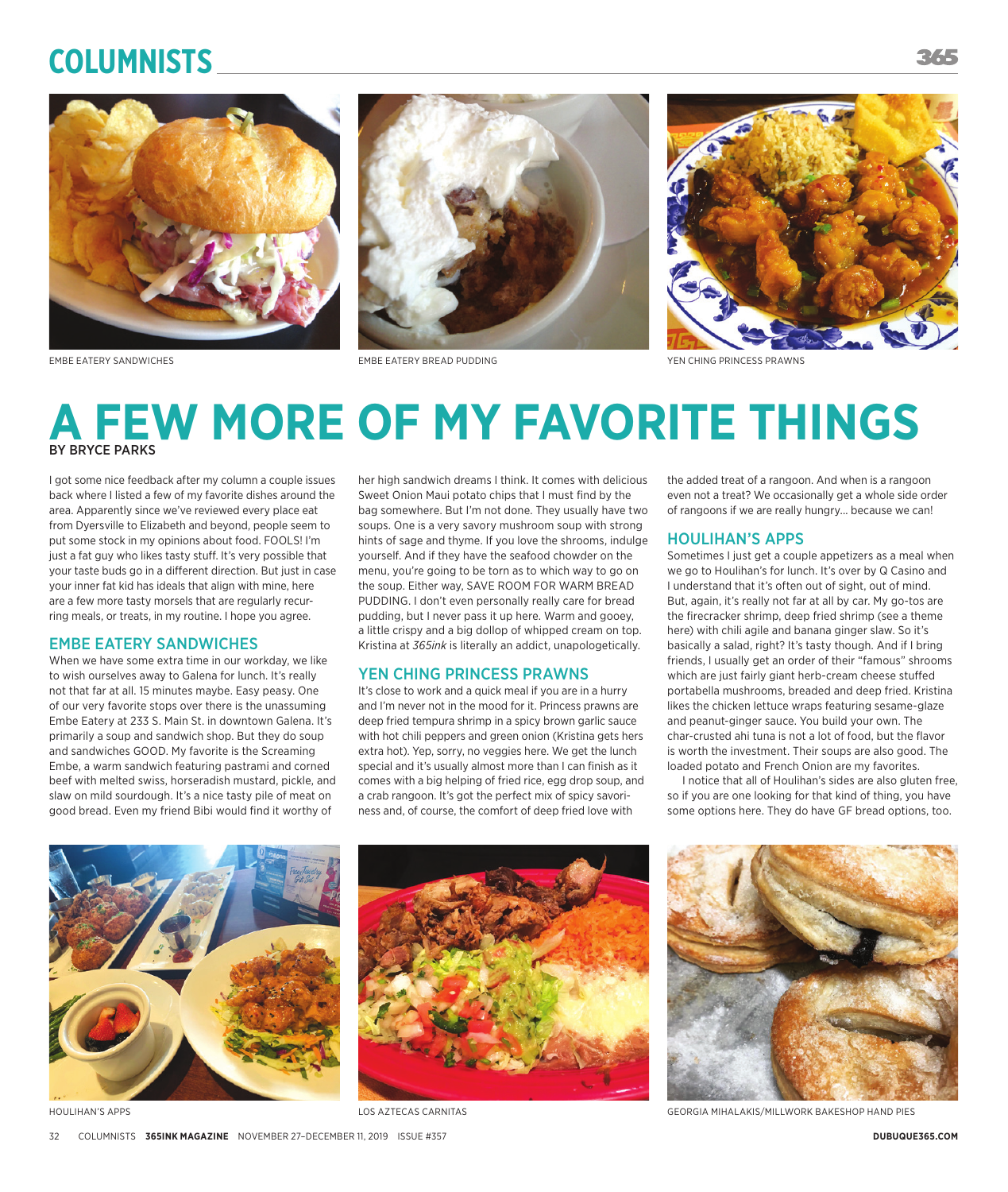# A FEW MORE OF MY FAVORITE THINGS

BY BRYCE PARKS

EMBE EATERY SANDWICHES

EMBE EATERY BREAD PUDDING

YEN CHING PRINCESS PRAWNS

I got some nice feedback after my column a couple issues back where I listed a few of my favorite dishes around the area. Apparently since we've reviewed every place eat from Dyersville to Elizabeth and beyond, people seem to put some stock in my opinions about food. FOOLS! I'm just a fat guy who likes tasty stuff. It's very possible that your taste buds go in a different direction. But just in case your inner fat kid has ideals that align with mine, here are a few more tasty morsels that are regularly recurring meals, or treats, in my routine. I hope you agree.

## EMBE EATERY SANDWICHES

When we have some extra time in our workday, we like to wish ourselves away to Galena for lunch. It's really not that far at all. 15 minutes maybe. Easy peasy. One of our very favorite stops over there is the unassuming Embe Eatery at 233 S. Main St. in downtown Galena. It's primarily a soup and sandwich shop. But they do soup and sandwiches GOOD. My favorite is the Screaming Embe, a warm sandwich featuring pastrami and corned beef with melted swiss, horseradish mustard, pickle, and slaw on mild sourdough. It's a nice tasty pile of meat on good bread. Even my friend Bibi would find it worthy of her high sandwich dreams I think. It comes with delicious Sweet Onion Maui potato chips that I must find by the bag somewhere. But I'm not done. They usually have two soups. One is a very savory mushroom soup with strong hints of sage and thyme. If you love the shrooms, indulge yourself. And if they have the seafood chowder on the menu, you're going to be torn as to which way to go on the soup. Either way, SAVE ROOM FOR WARM BREAD PUDDING. I don't even personally really care for bread pudding, but I never pass it up here. Warm and gooey, a little crispy and a big dollop of whipped cream on top. Kristina at *365ink* is literally an addict, unapologetically.

## YEN CHING PRINCESS PRAWNS

It's close to work and a quick meal if you are in a hurry and I'm never not in the mood for it. Princess prawns are deep fried tempura shrimp in a spicy brown garlic sauce with hot chili peppers and green onion (Kristina gets hers extra hot). Yep, sorry, no veggies here. We get the lunch special and it's usually almost more than I can finish as it comes with a big helping of fried rice, egg drop soup, and a crab rangoon. It's got the perfect mix of spicy savoriness and, of course, the comfort of deep fried love with the added treat of a rangoon. And when is a rangoon even not a treat? We occasionally get a whole side order of rangoons if we are really hungry… because we can!

## HOULIHAN'S APPS

Sometimes I just get a couple appetizers as a meal when we go to Houlihan's for lunch. It's over by Q Casino and I understand that it's often out of sight, out of mind. But, again, it's really not far at all by car. My go-tos are the firecracker shrimp, deep fried shrimp (see a theme here) with chili agile and banana ginger slaw. So it's basically a salad, right? It's tasty though. And if I bring friends, I usually get an order of their "famous" shrooms which are just fairly giant herb-cream cheese stuffed portabella mushrooms, breaded and deep fried. Kristina likes the chicken lettuce wraps featuring sesame-glaze and peanut-ginger sauce. You build your own. The char-crusted ahi tuna is not a lot of food, but the flavor is worth the investment. Their soups are also good. The loaded potato and French Onion are my favorites.

I notice that all of Houlihan's sides are also gluten free, so if you are one looking for that kind of thing, you have some options here. They do have GF bread options, too.

HOULIHAN'S APPS

LOS AZTECAS CARNITAS

GEORGIA MIHALAKIS/MILLWORK BAKESHOP HAND PIES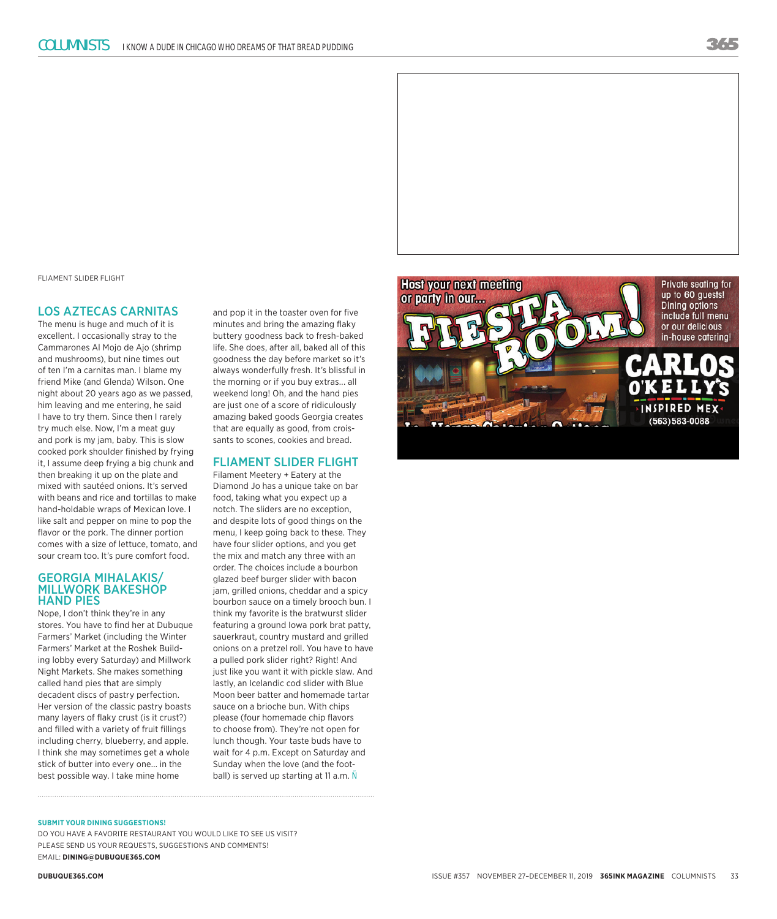FLIAMENT SLIDER FLIGHT

## LOS AZTECAS CARNITAS

The menu is huge and much of it is excellent. I occasionally stray to the Cammarones Al Mojo de Ajo (shrimp and mushrooms), but nine times out of ten I'm a carnitas man. I blame my friend Mike (and Glenda) Wilson. One night about 20 years ago as we passed, him leaving and me entering, he said I have to try them. Since then I rarely try much else. Now, I'm a meat guy and pork is my jam, baby. This is slow cooked pork shoulder finished by frying it, I assume deep frying a big chunk and then breaking it up on the plate and mixed with sautéed onions. It's served with beans and rice and tortillas to make hand-holdable wraps of Mexican love. I like salt and pepper on mine to pop the flavor or the pork. The dinner portion comes with a size of lettuce, tomato, and sour cream too. It's pure comfort food.

## GEORGIA MIHALAKIS/ MILLWORK BAKESHOP HAND PIES

Nope, I don't think they're in any stores. You have to find her at Dubuque Farmers' Market (including the Winter Farmers' Market at the Roshek Building lobby every Saturday) and Millwork Night Markets. She makes something called hand pies that are simply decadent discs of pastry perfection. Her version of the classic pastry boasts many layers of flaky crust (is it crust?) and filled with a variety of fruit fillings including cherry, blueberry, and apple. I think she may sometimes get a whole stick of butter into every one… in the best possible way. I take mine home and pop it in the toaster oven for five minutes and bring the amazing flaky buttery goodness back to fresh-baked life. She does, after all, baked all of this goodness the day before market so it's always wonderfully fresh. It's blissful in the morning or if you buy extras… all weekend long! Oh, and the hand pies are just one of a score of ridiculously amazing baked goods Georgia creates that are equally as good, from croissants to scones, cookies and bread.

## FLIAMENT SLIDER FLIGHT

Filament Meetery + Eatery at the Diamond Jo has a unique take on bar food, taking what you expect up a notch. The sliders are no exception, and despite lots of good things on the menu, I keep going back to these. They have four slider options, and you get the mix and match any three with an order. The choices include a bourbon glazed beef burger slider with bacon jam, grilled onions, cheddar and a spicy bourbon sauce on a timely brooch bun. I think my favorite is the bratwurst slider featuring a ground Iowa pork brat patty, sauerkraut, country mustard and grilled onions on a pretzel roll. You have to have a pulled pork slider right? Right! And just like you want it with pickle slaw. And lastly, an Icelandic cod slider with Blue Moon beer batter and homemade tartar sauce on a brioche bun. With chips please (four homemade chip flavors to choose from). They're not open for lunch though. Your taste buds have to wait for 4 p.m. Except on Saturday and Sunday when the love (and the football) is served up starting at 11 a.m. Ñ

Host your next meeting or party in our... FIESTA ROOM! Private seating for up to 60 guests! Dining options include full menu or our delicious in-house catering! CARLOS O'KELLY'S INSPIRED MEX (563)583-0088

**SUBMIT YOUR DINING SUGGESTIONS!**

DO YOU HAVE A FAVORITE RESTAURANT YOU WOULD LIKE TO SEE US VISIT? PLEASE SEND US YOUR REQUESTS, SUGGESTIONS AND COMMENTS!

EMAIL: **DINING@DUBUQUE365.COM**